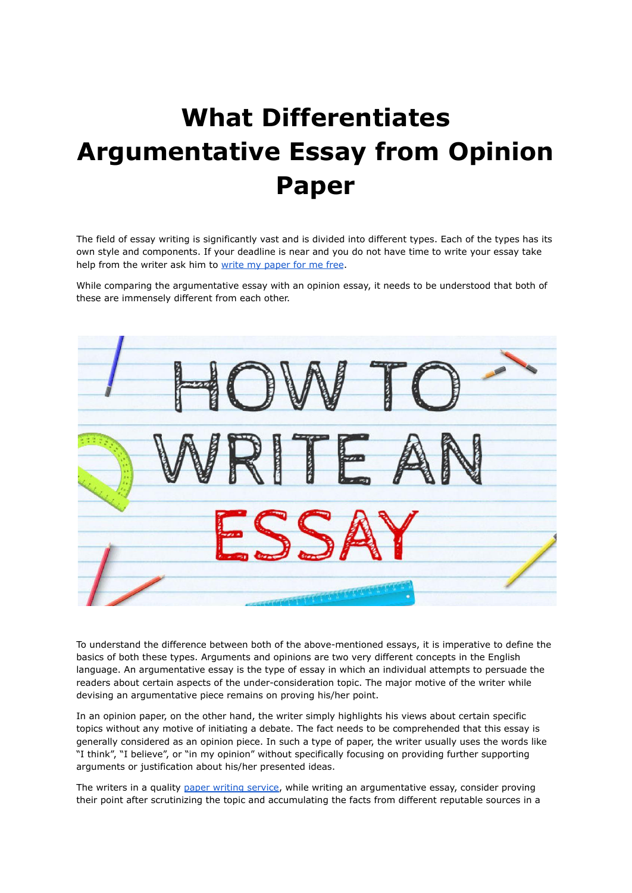# What Differentiates Argumentative Essay from Opinion Paper

The field of essay writing is significantly vast and is divided into different types. Each of the types has its own style and components. If your deadline is near and you do not have time to write your essay take help from the writer ask him to [write my paper for me free](#).

While comparing the argumentative essay with an opinion essay, it needs to be understood that both of these are immensely different from each other.

To understand the difference between both of the above-mentioned essays, it is imperative to define the basics of both these types. Arguments and opinions are two very different concepts in the English language. An argumentative essay is the type of essay in which an individual attempts to persuade the readers about certain aspects of the under-consideration topic. The major motive of the writer while devising an argumentative piece remains on proving his/her point.

In an opinion paper, on the other hand, the writer simply highlights his views about certain specific topics without any motive of initiating a debate. The fact needs to be comprehended that this essay is generally considered as an opinion piece. In such a type of paper, the writer usually uses the words like "I think", "I believe", or "in my opinion" without specifically focusing on providing further supporting arguments or justification about his/her presented ideas.

The writers in a quality [paper writing service](#), while writing an argumentative essay, consider proving their point after scrutinizing the topic and accumulating the facts from different reputable sources in a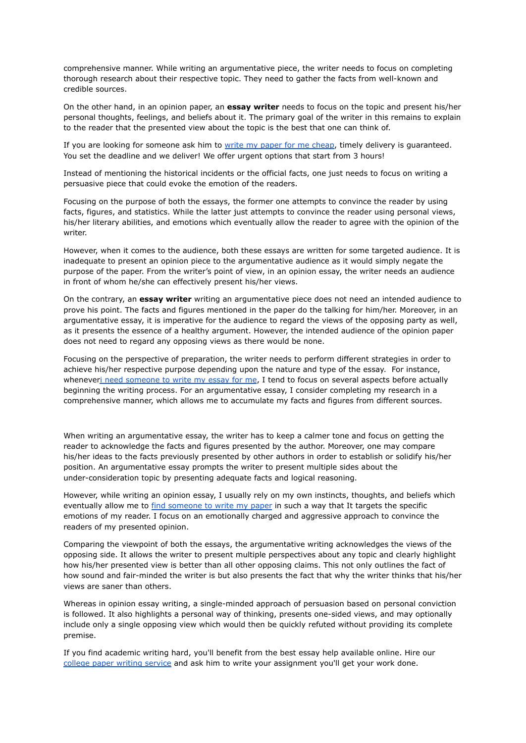comprehensive manner. While writing an argumentative piece, the writer needs to focus on completing thorough research about their respective topic. They need to gather the facts from well-known and credible sources.

On the other hand, in an opinion paper, an **essay writer** needs to focus on the topic and present his/her personal thoughts, feelings, and beliefs about it. The primary goal of the writer in this remains to explain to the reader that the presented view about the topic is the best that one can think of.

If you are looking for someone ask him to [write my paper for me cheap](), timely delivery is guaranteed. You set the deadline and we deliver! We offer urgent options that start from 3 hours!

Instead of mentioning the historical incidents or the official facts, one just needs to focus on writing a persuasive piece that could evoke the emotion of the readers.

Focusing on the purpose of both the essays, the former one attempts to convince the reader by using facts, figures, and statistics. While the latter just attempts to convince the reader using personal views, his/her literary abilities, and emotions which eventually allow the reader to agree with the opinion of the writer.

However, when it comes to the audience, both these essays are written for some targeted audience. It is inadequate to present an opinion piece to the argumentative audience as it would simply negate the purpose of the paper. From the writer's point of view, in an opinion essay, the writer needs an audience in front of whom he/she can effectively present his/her views.

On the contrary, an **essay writer** writing an argumentative piece does not need an intended audience to prove his point. The facts and figures mentioned in the paper do the talking for him/her. Moreover, in an argumentative essay, it is imperative for the audience to regard the views of the opposing party as well, as it presents the essence of a healthy argument. However, the intended audience of the opinion paper does not need to regard any opposing views as there would be none.

Focusing on the perspective of preparation, the writer needs to perform different strategies in order to achieve his/her respective purpose depending upon the nature and type of the essay. For instance, whenever[i need someone to write my essay for me](), I tend to focus on several aspects before actually beginning the writing process. For an argumentative essay, I consider completing my research in a comprehensive manner, which allows me to accumulate my facts and figures from different sources.

When writing an argumentative essay, the writer has to keep a calmer tone and focus on getting the reader to acknowledge the facts and figures presented by the author. Moreover, one may compare his/her ideas to the facts previously presented by other authors in order to establish or solidify his/her position. An argumentative essay prompts the writer to present multiple sides about the under-consideration topic by presenting adequate facts and logical reasoning.

However, while writing an opinion essay, I usually rely on my own instincts, thoughts, and beliefs which eventually allow me to [find someone to write my paper]() in such a way that It targets the specific emotions of my reader. I focus on an emotionally charged and aggressive approach to convince the readers of my presented opinion.

Comparing the viewpoint of both the essays, the argumentative writing acknowledges the views of the opposing side. It allows the writer to present multiple perspectives about any topic and clearly highlight how his/her presented view is better than all other opposing claims. This not only outlines the fact of how sound and fair-minded the writer is but also presents the fact that why the writer thinks that his/her views are saner than others.

Whereas in opinion essay writing, a single-minded approach of persuasion based on personal conviction is followed. It also highlights a personal way of thinking, presents one-sided views, and may optionally include only a single opposing view which would then be quickly refuted without providing its complete premise.

If you find academic writing hard, you'll benefit from the best essay help available online. Hire our [college paper writing service]() and ask him to write your assignment you'll get your work done.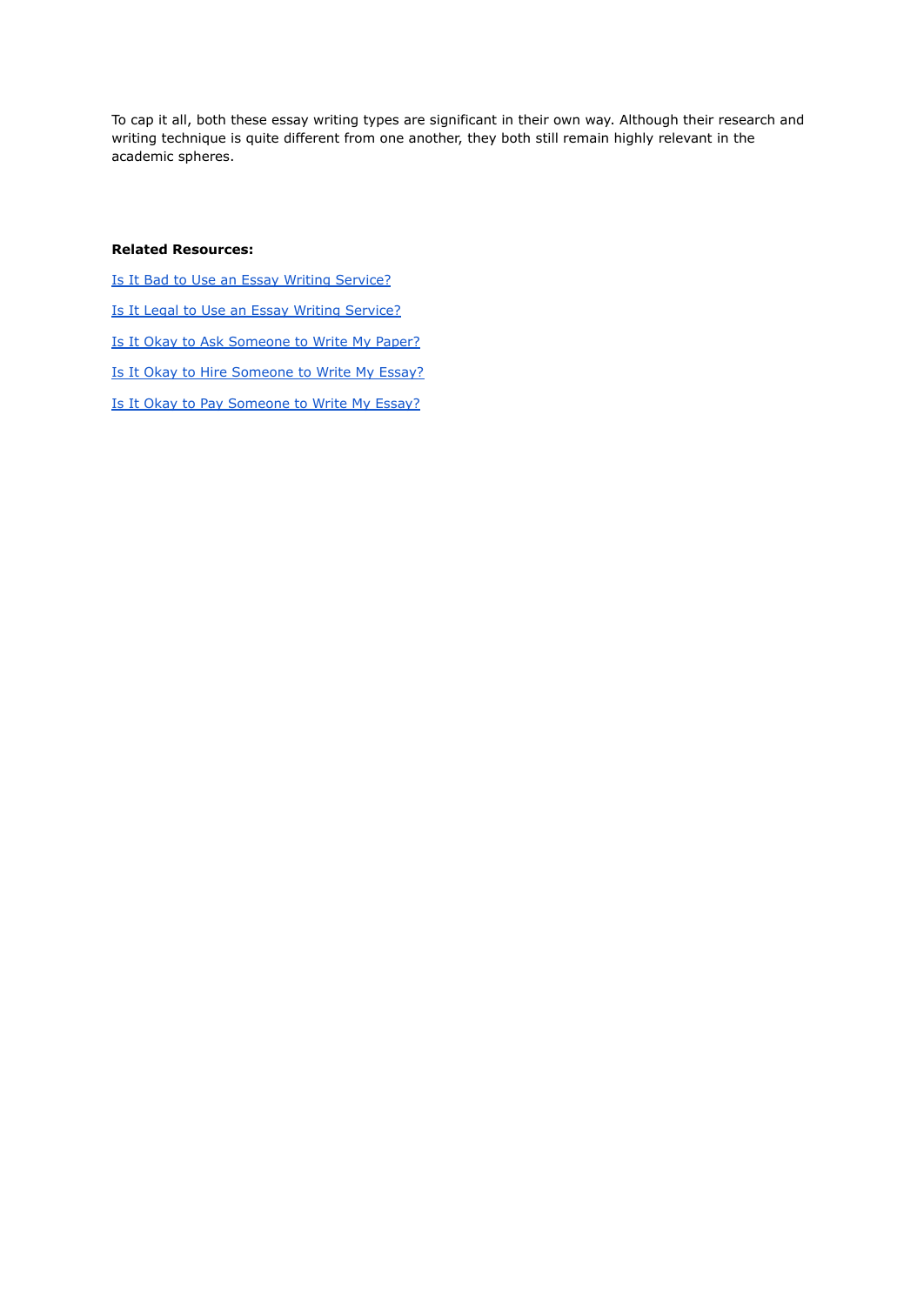To cap it all, both these essay writing types are significant in their own way. Although their research and writing technique is quite different from one another, they both still remain highly relevant in the academic spheres.

**Related Resources:**

Is It Bad to Use an Essay Writing Service?

Is It Legal to Use an Essay Writing Service?

Is It Okay to Ask Someone to Write My Paper?

Is It Okay to Hire Someone to Write My Essay?

Is It Okay to Pay Someone to Write My Essay?